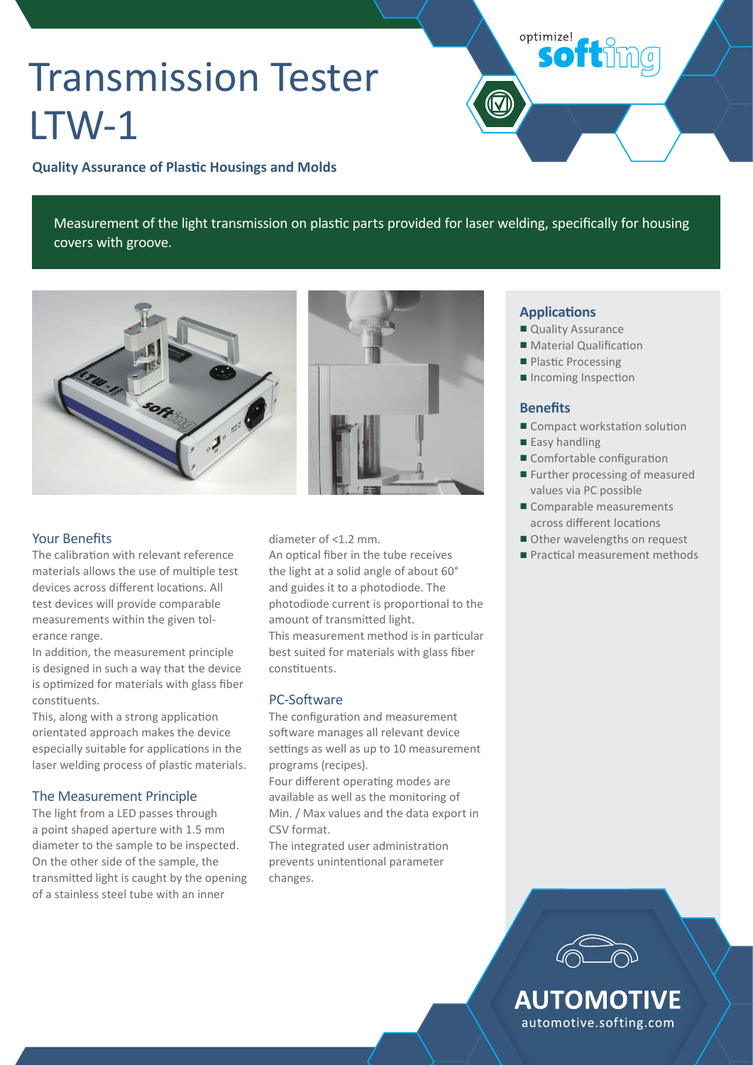# Transmission Tester LTW-1

**Quality Assurance of Plastic Housings and Molds**

Measurement of the light transmission on plastic parts provided for laser welding, specifically for housing covers with groove.

## Applications

- Quality Assurance
- Material Qualification
- Plastic Processing
- Incoming Inspection

## Benefits

- Compact workstation solution
- Easy handling
- Comfortable configuration
- Further processing of measured values via PC possible
- Comparable measurements across different locations
- Other wavelengths on request
- Practical measurement methods

## Your Benefits

The calibration with relevant reference materials allows the use of multiple test devices across different locations. All test devices will provide comparable measurements within the given tolerance range.

In addition, the measurement principle is designed in such a way that the device is optimized for materials with glass fiber constituents.

This, along with a strong application orientated approach makes the device especially suitable for applications in the laser welding process of plastic materials.

## The Measurement Principle

The light from a LED passes through a point shaped aperture with 1.5 mm diameter to the sample to be inspected. On the other side of the sample, the transmitted light is caught by the opening of a stainless steel tube with an inner diameter of <1.2 mm.

An optical fiber in the tube receives the light at a solid angle of about 60° and guides it to a photodiode. The photodiode current is proportional to the amount of transmitted light.

This measurement method is in particular best suited for materials with glass fiber constituents.

## PC-Software

The configuration and measurement software manages all relevant device settings as well as up to 10 measurement programs (recipes).

Four different operating modes are available as well as the monitoring of Min. / Max values and the data export in CSV format.

The integrated user administration prevents unintentional parameter changes.

**AUTOMOTIVE**
automotive.softing.com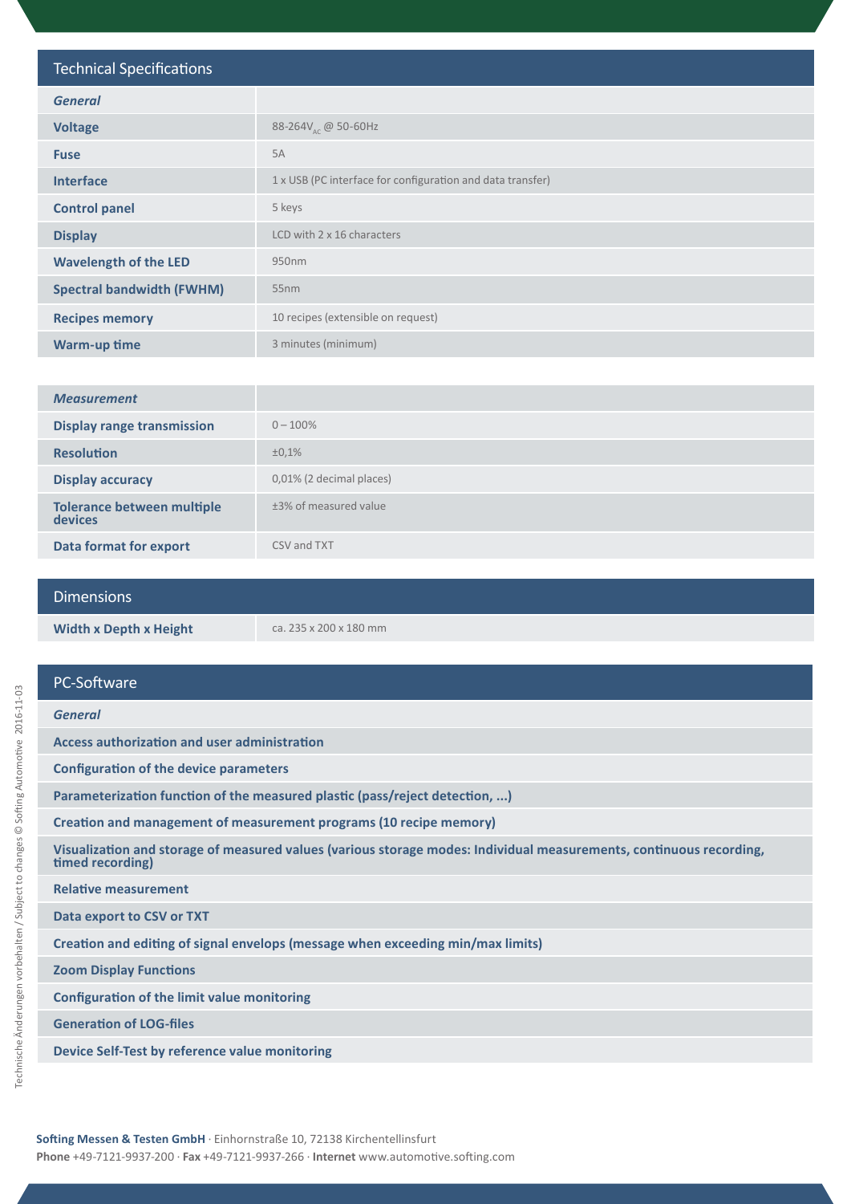## Technical Specifications

| | |
|---|---|
| ***General*** | |
| **Voltage** | 88-264$V_{AC}$ @ 50-60Hz |
| **Fuse** | 5A |
| **Interface** | 1 x USB (PC interface for configuration and data transfer) |
| **Control panel** | 5 keys |
| **Display** | LCD with 2 x 16 characters |
| **Wavelength of the LED** | 950nm |
| **Spectral bandwidth (FWHM)** | 55nm |
| **Recipes memory** | 10 recipes (extensible on request) |
| **Warm-up time** | 3 minutes (minimum) |

| | |
|---|---|
| ***Measurement*** | |
| **Display range transmission** | 0 – 100% |
| **Resolution** | ±0,1% |
| **Display accuracy** | 0,01% (2 decimal places) |
| **Tolerance between multiple devices** | ±3% of measured value |
| **Data format for export** | CSV and TXT |

## Dimensions

| | |
|---|---|
| **Width x Depth x Height** | ca. 235 x 200 x 180 mm |

## PC-Software

***General***

- **Access authorization and user administration**
- **Configuration of the device parameters**
- **Parameterization function of the measured plastic (pass/reject detection, ...)**
- **Creation and management of measurement programs (10 recipe memory)**
- **Visualization and storage of measured values (various storage modes: Individual measurements, continuous recording, timed recording)**
- **Relative measurement**
- **Data export to CSV or TXT**
- **Creation and editing of signal envelops (message when exceeding min/max limits)**
- **Zoom Display Functions**
- **Configuration of the limit value monitoring**
- **Generation of LOG-files**
- **Device Self-Test by reference value monitoring**

Technische Änderungen vorbehalten / Subject to changes © Softing Automotive 2016-11-03

**Softing Messen & Testen GmbH** · Einhornstraße 10, 72138 Kirchentellinsfurt
**Phone** +49-7121-9937-200 · **Fax** +49-7121-9937-266 · **Internet** www.automotive.softing.com